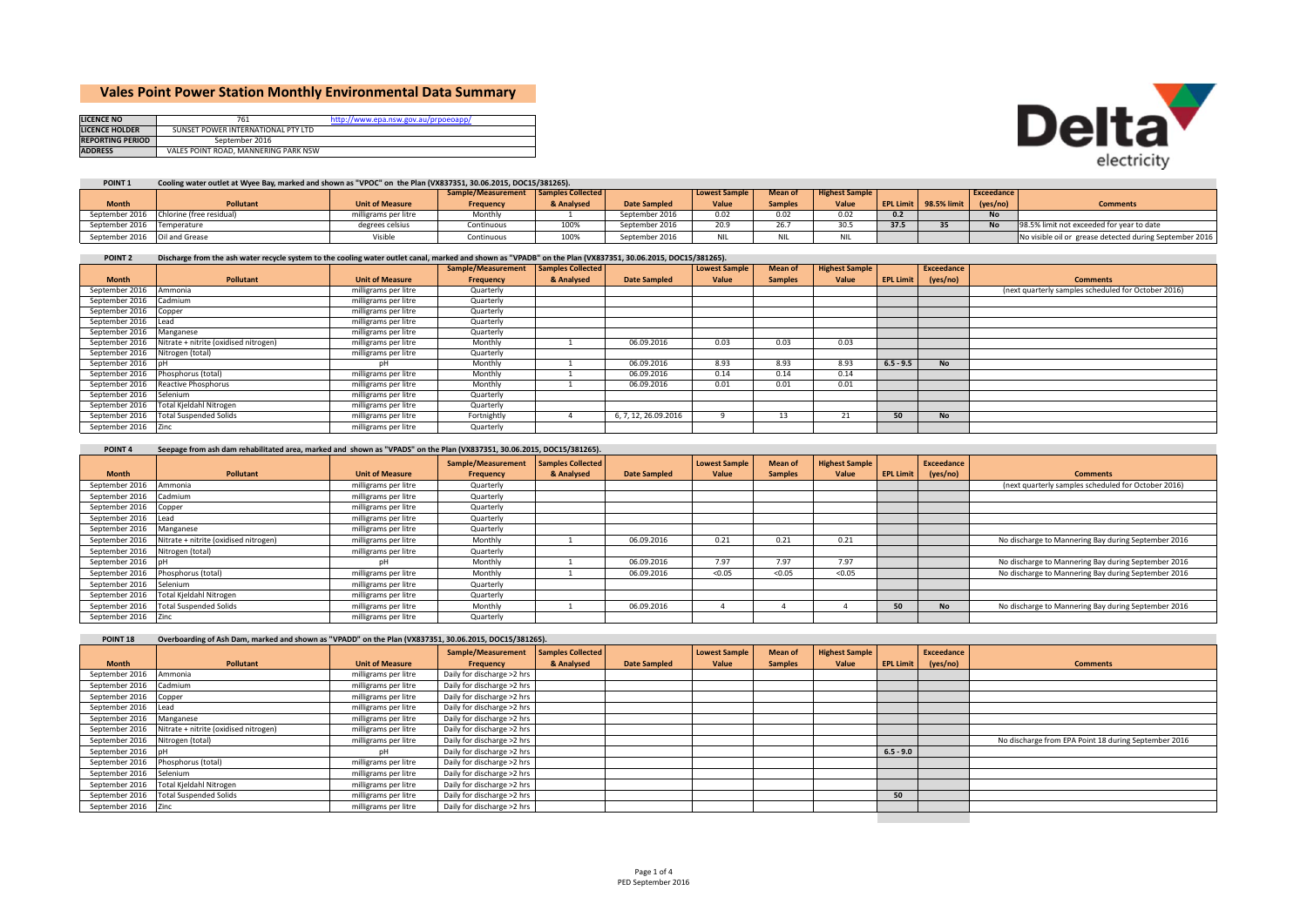# Vales Point Power Station Monthly Environmental Data Summary

| | | |
|---|---|---|
| **LICENCE NO** | 761 | http://www.epa.nsw.gov.au/prpoeoapp/ |
| **LICENCE HOLDER** | SUNSET POWER INTERNATIONAL PTY LTD | |
| **REPORTING PERIOD** | September 2016 | |
| **ADDRESS** | VALES POINT ROAD, MANNERING PARK NSW | |

Delta electricity

**POINT 1** Cooling water outlet at Wyee Bay, marked and shown as "VPOC" on the Plan (VX837351, 30.06.2015, DOC15/381265).

| Month | Pollutant | Unit of Measure | Sample/Measurement Frequency | Samples Collected & Analysed | Date Sampled | Lowest Sample Value | Mean of Samples | Highest Sample Value | EPL Limit | 98.5% limit | Exceedance (yes/no) | Comments |
|---|---|---|---|---|---|---|---|---|---|---|---|---|
| September 2016 | Chlorine (free residual) | milligrams per litre | Monthly | 1 | September 2016 | 0.02 | 0.02 | 0.02 | 0.2 | | No | |
| September 2016 | Temperature | degrees celsius | Continuous | 100% | September 2016 | 20.9 | 26.7 | 30.5 | 37.5 | 35 | No | 98.5% limit not exceeded for year to date |
| September 2016 | Oil and Grease | Visible | Continuous | 100% | September 2016 | NIL | NIL | NIL | | | | No visible oil or grease detected during September 2016 |

**POINT 2** Discharge from the ash water recycle system to the cooling water outlet canal, marked and shown as "VPADB" on the Plan (VX837351, 30.06.2015, DOC15/381265).

| Month | Pollutant | Unit of Measure | Sample/Measurement Frequency | Samples Collected & Analysed | Date Sampled | Lowest Sample Value | Mean of Samples | Highest Sample Value | EPL Limit | Exceedance (yes/no) | Comments |
|---|---|---|---|---|---|---|---|---|---|---|---|
| September 2016 | Ammonia | milligrams per litre | Quarterly | | | | | | | | (next quarterly samples scheduled for October 2016) |
| September 2016 | Cadmium | milligrams per litre | Quarterly | | | | | | | | |
| September 2016 | Copper | milligrams per litre | Quarterly | | | | | | | | |
| September 2016 | Lead | milligrams per litre | Quarterly | | | | | | | | |
| September 2016 | Manganese | milligrams per litre | Quarterly | | | | | | | | |
| September 2016 | Nitrate + nitrite (oxidised nitrogen) | milligrams per litre | Monthly | 1 | 06.09.2016 | 0.03 | 0.03 | 0.03 | | | |
| September 2016 | Nitrogen (total) | milligrams per litre | Quarterly | | | | | | | | |
| September 2016 | pH | pH | Monthly | 1 | 06.09.2016 | 8.93 | 8.93 | 8.93 | 6.5 - 9.5 | No | |
| September 2016 | Phosphorus (total) | milligrams per litre | Monthly | 1 | 06.09.2016 | 0.14 | 0.14 | 0.14 | | | |
| September 2016 | Reactive Phosphorus | milligrams per litre | Monthly | 1 | 06.09.2016 | 0.01 | 0.01 | 0.01 | | | |
| September 2016 | Selenium | milligrams per litre | Quarterly | | | | | | | | |
| September 2016 | Total Kjeldahl Nitrogen | milligrams per litre | Quarterly | | | | | | | | |
| September 2016 | Total Suspended Solids | milligrams per litre | Fortnightly | 4 | 6, 7, 12, 26.09.2016 | 9 | 13 | 21 | 50 | No | |
| September 2016 | Zinc | milligrams per litre | Quarterly | | | | | | | | |

**POINT 4** Seepage from ash dam rehabilitated area, marked and shown as "VPADS" on the Plan (VX837351, 30.06.2015, DOC15/381265).

| Month | Pollutant | Unit of Measure | Sample/Measurement Frequency | Samples Collected & Analysed | Date Sampled | Lowest Sample Value | Mean of Samples | Highest Sample Value | EPL Limit | Exceedance (yes/no) | Comments |
|---|---|---|---|---|---|---|---|---|---|---|---|
| September 2016 | Ammonia | milligrams per litre | Quarterly | | | | | | | | (next quarterly samples scheduled for October 2016) |
| September 2016 | Cadmium | milligrams per litre | Quarterly | | | | | | | | |
| September 2016 | Copper | milligrams per litre | Quarterly | | | | | | | | |
| September 2016 | Lead | milligrams per litre | Quarterly | | | | | | | | |
| September 2016 | Manganese | milligrams per litre | Quarterly | | | | | | | | |
| September 2016 | Nitrate + nitrite (oxidised nitrogen) | milligrams per litre | Monthly | 1 | 06.09.2016 | 0.21 | 0.21 | 0.21 | | | No discharge to Mannering Bay during September 2016 |
| September 2016 | Nitrogen (total) | milligrams per litre | Quarterly | | | | | | | | |
| September 2016 | pH | pH | Monthly | 1 | 06.09.2016 | 7.97 | 7.97 | 7.97 | | | No discharge to Mannering Bay during September 2016 |
| September 2016 | Phosphorus (total) | milligrams per litre | Monthly | 1 | 06.09.2016 | <0.05 | <0.05 | <0.05 | | | No discharge to Mannering Bay during September 2016 |
| September 2016 | Selenium | milligrams per litre | Quarterly | | | | | | | | |
| September 2016 | Total Kjeldahl Nitrogen | milligrams per litre | Quarterly | | | | | | | | |
| September 2016 | Total Suspended Solids | milligrams per litre | Monthly | 1 | 06.09.2016 | 4 | 4 | 4 | 50 | No | No discharge to Mannering Bay during September 2016 |
| September 2016 | Zinc | milligrams per litre | Quarterly | | | | | | | | |

**POINT 18** Overboarding of Ash Dam, marked and shown as "VPADD" on the Plan (VX837351, 30.06.2015, DOC15/381265).

| Month | Pollutant | Unit of Measure | Sample/Measurement Frequency | Samples Collected & Analysed | Date Sampled | Lowest Sample Value | Mean of Samples | Highest Sample Value | EPL Limit | Exceedance (yes/no) | Comments |
|---|---|---|---|---|---|---|---|---|---|---|---|
| September 2016 | Ammonia | milligrams per litre | Daily for discharge >2 hrs | | | | | | | | |
| September 2016 | Cadmium | milligrams per litre | Daily for discharge >2 hrs | | | | | | | | |
| September 2016 | Copper | milligrams per litre | Daily for discharge >2 hrs | | | | | | | | |
| September 2016 | Lead | milligrams per litre | Daily for discharge >2 hrs | | | | | | | | |
| September 2016 | Manganese | milligrams per litre | Daily for discharge >2 hrs | | | | | | | | |
| September 2016 | Nitrate + nitrite (oxidised nitrogen) | milligrams per litre | Daily for discharge >2 hrs | | | | | | | | |
| September 2016 | Nitrogen (total) | milligrams per litre | Daily for discharge >2 hrs | | | | | | | | No discharge from EPA Point 18 during September 2016 |
| September 2016 | pH | pH | Daily for discharge >2 hrs | | | | | | 6.5 - 9.0 | | |
| September 2016 | Phosphorus (total) | milligrams per litre | Daily for discharge >2 hrs | | | | | | | | |
| September 2016 | Selenium | milligrams per litre | Daily for discharge >2 hrs | | | | | | | | |
| September 2016 | Total Kjeldahl Nitrogen | milligrams per litre | Daily for discharge >2 hrs | | | | | | | | |
| September 2016 | Total Suspended Solids | milligrams per litre | Daily for discharge >2 hrs | | | | | | 50 | | |
| September 2016 | Zinc | milligrams per litre | Daily for discharge >2 hrs | | | | | | | | |

PED September 2016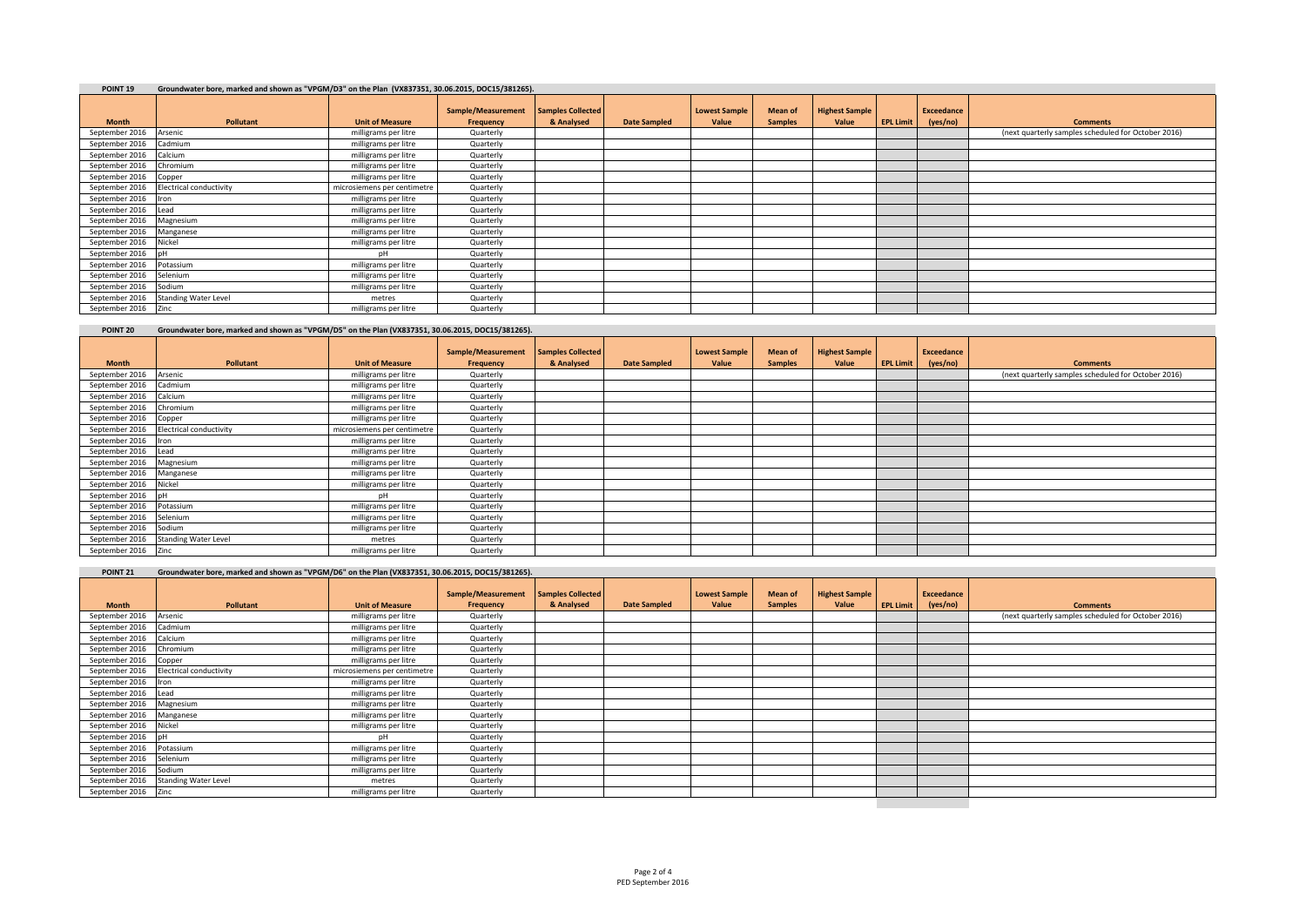**POINT 19** Groundwater bore, marked and shown as "VPGM/D3" on the Plan (VX837351, 30.06.2015, DOC15/381265).

| Month | Pollutant | Unit of Measure | Sample/Measurement Frequency | Samples Collected & Analysed | Date Sampled | Lowest Sample Value | Mean of Samples | Highest Sample Value | EPL Limit | Exceedance (yes/no) | Comments |
|---|---|---|---|---|---|---|---|---|---|---|---|
| September 2016 | Arsenic | milligrams per litre | Quarterly | | | | | | | | (next quarterly samples scheduled for October 2016) |
| September 2016 | Cadmium | milligrams per litre | Quarterly | | | | | | | | |
| September 2016 | Calcium | milligrams per litre | Quarterly | | | | | | | | |
| September 2016 | Chromium | milligrams per litre | Quarterly | | | | | | | | |
| September 2016 | Copper | milligrams per litre | Quarterly | | | | | | | | |
| September 2016 | Electrical conductivity | microsiemens per centimetre | Quarterly | | | | | | | | |
| September 2016 | Iron | milligrams per litre | Quarterly | | | | | | | | |
| September 2016 | Lead | milligrams per litre | Quarterly | | | | | | | | |
| September 2016 | Magnesium | milligrams per litre | Quarterly | | | | | | | | |
| September 2016 | Manganese | milligrams per litre | Quarterly | | | | | | | | |
| September 2016 | Nickel | milligrams per litre | Quarterly | | | | | | | | |
| September 2016 | pH | pH | Quarterly | | | | | | | | |
| September 2016 | Potassium | milligrams per litre | Quarterly | | | | | | | | |
| September 2016 | Selenium | milligrams per litre | Quarterly | | | | | | | | |
| September 2016 | Sodium | milligrams per litre | Quarterly | | | | | | | | |
| September 2016 | Standing Water Level | metres | Quarterly | | | | | | | | |
| September 2016 | Zinc | milligrams per litre | Quarterly | | | | | | | | |

**POINT 20** Groundwater bore, marked and shown as "VPGM/D5" on the Plan (VX837351, 30.06.2015, DOC15/381265).

| Month | Pollutant | Unit of Measure | Sample/Measurement Frequency | Samples Collected & Analysed | Date Sampled | Lowest Sample Value | Mean of Samples | Highest Sample Value | EPL Limit | Exceedance (yes/no) | Comments |
|---|---|---|---|---|---|---|---|---|---|---|---|
| September 2016 | Arsenic | milligrams per litre | Quarterly | | | | | | | | (next quarterly samples scheduled for October 2016) |
| September 2016 | Cadmium | milligrams per litre | Quarterly | | | | | | | | |
| September 2016 | Calcium | milligrams per litre | Quarterly | | | | | | | | |
| September 2016 | Chromium | milligrams per litre | Quarterly | | | | | | | | |
| September 2016 | Copper | milligrams per litre | Quarterly | | | | | | | | |
| September 2016 | Electrical conductivity | microsiemens per centimetre | Quarterly | | | | | | | | |
| September 2016 | Iron | milligrams per litre | Quarterly | | | | | | | | |
| September 2016 | Lead | milligrams per litre | Quarterly | | | | | | | | |
| September 2016 | Magnesium | milligrams per litre | Quarterly | | | | | | | | |
| September 2016 | Manganese | milligrams per litre | Quarterly | | | | | | | | |
| September 2016 | Nickel | milligrams per litre | Quarterly | | | | | | | | |
| September 2016 | pH | pH | Quarterly | | | | | | | | |
| September 2016 | Potassium | milligrams per litre | Quarterly | | | | | | | | |
| September 2016 | Selenium | milligrams per litre | Quarterly | | | | | | | | |
| September 2016 | Sodium | milligrams per litre | Quarterly | | | | | | | | |
| September 2016 | Standing Water Level | metres | Quarterly | | | | | | | | |
| September 2016 | Zinc | milligrams per litre | Quarterly | | | | | | | | |

**POINT 21** Groundwater bore, marked and shown as "VPGM/D6" on the Plan (VX837351, 30.06.2015, DOC15/381265).

| Month | Pollutant | Unit of Measure | Sample/Measurement Frequency | Samples Collected & Analysed | Date Sampled | Lowest Sample Value | Mean of Samples | Highest Sample Value | EPL Limit | Exceedance (yes/no) | Comments |
|---|---|---|---|---|---|---|---|---|---|---|---|
| September 2016 | Arsenic | milligrams per litre | Quarterly | | | | | | | | (next quarterly samples scheduled for October 2016) |
| September 2016 | Cadmium | milligrams per litre | Quarterly | | | | | | | | |
| September 2016 | Calcium | milligrams per litre | Quarterly | | | | | | | | |
| September 2016 | Chromium | milligrams per litre | Quarterly | | | | | | | | |
| September 2016 | Copper | milligrams per litre | Quarterly | | | | | | | | |
| September 2016 | Electrical conductivity | microsiemens per centimetre | Quarterly | | | | | | | | |
| September 2016 | Iron | milligrams per litre | Quarterly | | | | | | | | |
| September 2016 | Lead | milligrams per litre | Quarterly | | | | | | | | |
| September 2016 | Magnesium | milligrams per litre | Quarterly | | | | | | | | |
| September 2016 | Manganese | milligrams per litre | Quarterly | | | | | | | | |
| September 2016 | Nickel | milligrams per litre | Quarterly | | | | | | | | |
| September 2016 | pH | pH | Quarterly | | | | | | | | |
| September 2016 | Potassium | milligrams per litre | Quarterly | | | | | | | | |
| September 2016 | Selenium | milligrams per litre | Quarterly | | | | | | | | |
| September 2016 | Sodium | milligrams per litre | Quarterly | | | | | | | | |
| September 2016 | Standing Water Level | metres | Quarterly | | | | | | | | |
| September 2016 | Zinc | milligrams per litre | Quarterly | | | | | | | | |

PED September 2016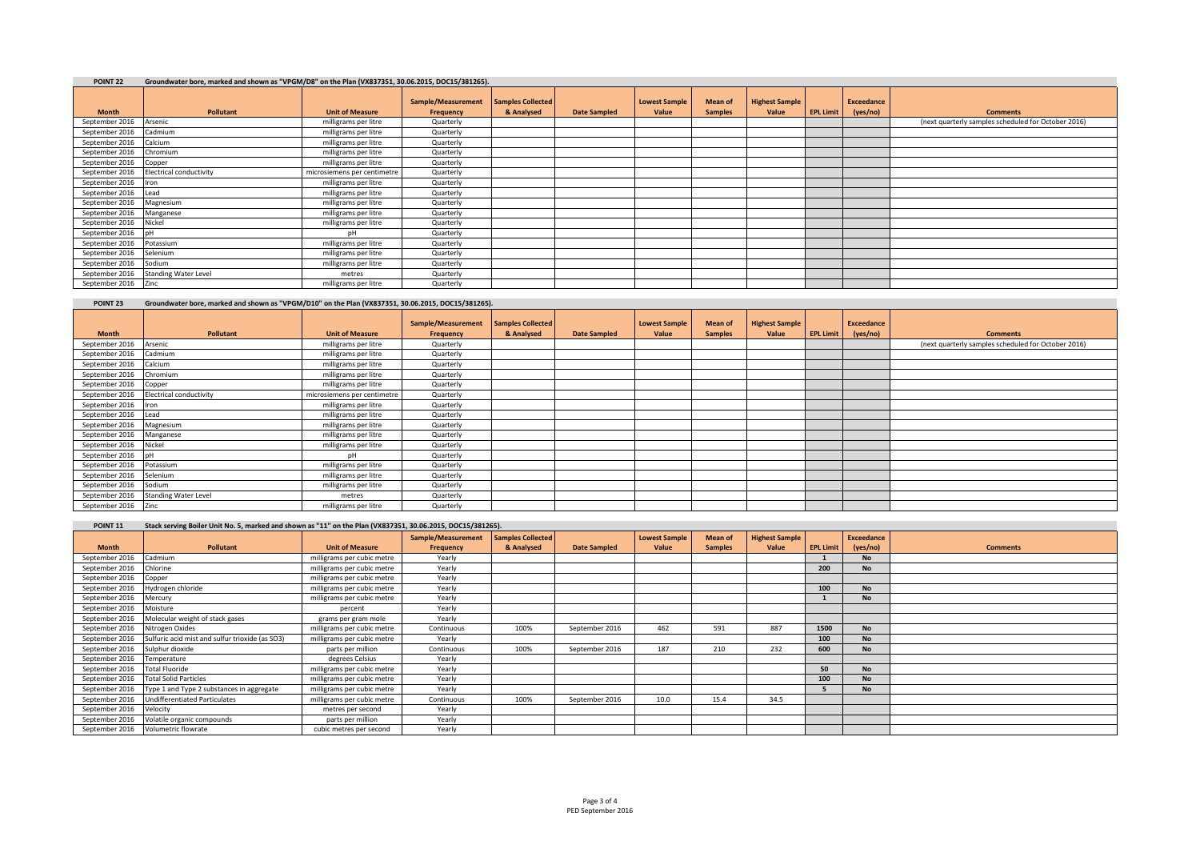**POINT 22** Groundwater bore, marked and shown as "VPGM/D8" on the Plan (VX837351, 30.06.2015, DOC15/381265).

| Month | Pollutant | Unit of Measure | Sample/Measurement Frequency | Samples Collected & Analysed | Date Sampled | Lowest Sample Value | Mean of Samples | Highest Sample Value | EPL Limit | Exceedance (yes/no) | Comments |
|---|---|---|---|---|---|---|---|---|---|---|---|
| September 2016 | Arsenic | milligrams per litre | Quarterly | | | | | | | | (next quarterly samples scheduled for October 2016) |
| September 2016 | Cadmium | milligrams per litre | Quarterly | | | | | | | | |
| September 2016 | Calcium | milligrams per litre | Quarterly | | | | | | | | |
| September 2016 | Chromium | milligrams per litre | Quarterly | | | | | | | | |
| September 2016 | Copper | milligrams per litre | Quarterly | | | | | | | | |
| September 2016 | Electrical conductivity | microsiemens per centimetre | Quarterly | | | | | | | | |
| September 2016 | Iron | milligrams per litre | Quarterly | | | | | | | | |
| September 2016 | Lead | milligrams per litre | Quarterly | | | | | | | | |
| September 2016 | Magnesium | milligrams per litre | Quarterly | | | | | | | | |
| September 2016 | Manganese | milligrams per litre | Quarterly | | | | | | | | |
| September 2016 | Nickel | milligrams per litre | Quarterly | | | | | | | | |
| September 2016 | pH | pH | Quarterly | | | | | | | | |
| September 2016 | Potassium | milligrams per litre | Quarterly | | | | | | | | |
| September 2016 | Selenium | milligrams per litre | Quarterly | | | | | | | | |
| September 2016 | Sodium | milligrams per litre | Quarterly | | | | | | | | |
| September 2016 | Standing Water Level | metres | Quarterly | | | | | | | | |
| September 2016 | Zinc | milligrams per litre | Quarterly | | | | | | | | |

**POINT 23** Groundwater bore, marked and shown as "VPGM/D10" on the Plan (VX837351, 30.06.2015, DOC15/381265).

| Month | Pollutant | Unit of Measure | Sample/Measurement Frequency | Samples Collected & Analysed | Date Sampled | Lowest Sample Value | Mean of Samples | Highest Sample Value | EPL Limit | Exceedance (yes/no) | Comments |
|---|---|---|---|---|---|---|---|---|---|---|---|
| September 2016 | Arsenic | milligrams per litre | Quarterly | | | | | | | | (next quarterly samples scheduled for October 2016) |
| September 2016 | Cadmium | milligrams per litre | Quarterly | | | | | | | | |
| September 2016 | Calcium | milligrams per litre | Quarterly | | | | | | | | |
| September 2016 | Chromium | milligrams per litre | Quarterly | | | | | | | | |
| September 2016 | Copper | milligrams per litre | Quarterly | | | | | | | | |
| September 2016 | Electrical conductivity | microsiemens per centimetre | Quarterly | | | | | | | | |
| September 2016 | Iron | milligrams per litre | Quarterly | | | | | | | | |
| September 2016 | Lead | milligrams per litre | Quarterly | | | | | | | | |
| September 2016 | Magnesium | milligrams per litre | Quarterly | | | | | | | | |
| September 2016 | Manganese | milligrams per litre | Quarterly | | | | | | | | |
| September 2016 | Nickel | milligrams per litre | Quarterly | | | | | | | | |
| September 2016 | pH | pH | Quarterly | | | | | | | | |
| September 2016 | Potassium | milligrams per litre | Quarterly | | | | | | | | |
| September 2016 | Selenium | milligrams per litre | Quarterly | | | | | | | | |
| September 2016 | Sodium | milligrams per litre | Quarterly | | | | | | | | |
| September 2016 | Standing Water Level | metres | Quarterly | | | | | | | | |
| September 2016 | Zinc | milligrams per litre | Quarterly | | | | | | | | |

**POINT 11** Stack serving Boiler Unit No. 5, marked and shown as "11" on the Plan (VX837351, 30.06.2015, DOC15/381265).

| Month | Pollutant | Unit of Measure | Sample/Measurement Frequency | Samples Collected & Analysed | Date Sampled | Lowest Sample Value | Mean of Samples | Highest Sample Value | EPL Limit | Exceedance (yes/no) | Comments |
|---|---|---|---|---|---|---|---|---|---|---|---|
| September 2016 | Cadmium | milligrams per cubic metre | Yearly | | | | | | 1 | No | |
| September 2016 | Chlorine | milligrams per cubic metre | Yearly | | | | | | 200 | No | |
| September 2016 | Copper | milligrams per cubic metre | Yearly | | | | | | | | |
| September 2016 | Hydrogen chloride | milligrams per cubic metre | Yearly | | | | | | 100 | No | |
| September 2016 | Mercury | milligrams per cubic metre | Yearly | | | | | | 1 | No | |
| September 2016 | Moisture | percent | Yearly | | | | | | | | |
| September 2016 | Molecular weight of stack gases | grams per gram mole | Yearly | | | | | | | | |
| September 2016 | Nitrogen Oxides | milligrams per cubic metre | Continuous | 100% | September 2016 | 462 | 591 | 887 | 1500 | No | |
| September 2016 | Sulfuric acid mist and sulfur trioxide (as SO3) | milligrams per cubic metre | Yearly | | | | | | 100 | No | |
| September 2016 | Sulphur dioxide | parts per million | Continuous | 100% | September 2016 | 187 | 210 | 232 | 600 | No | |
| September 2016 | Temperature | degrees Celsius | Yearly | | | | | | | | |
| September 2016 | Total Fluoride | milligrams per cubic metre | Yearly | | | | | | 50 | No | |
| September 2016 | Total Solid Particles | milligrams per cubic metre | Yearly | | | | | | 100 | No | |
| September 2016 | Type 1 and Type 2 substances in aggregate | milligrams per cubic metre | Yearly | | | | | | 5 | No | |
| September 2016 | Undifferentiated Particulates | milligrams per cubic metre | Continuous | 100% | September 2016 | 10.0 | 15.4 | 34.5 | | | |
| September 2016 | Velocity | metres per second | Yearly | | | | | | | | |
| September 2016 | Volatile organic compounds | parts per million | Yearly | | | | | | | | |
| September 2016 | Volumetric flowrate | cubic metres per second | Yearly | | | | | | | | |

PED September 2016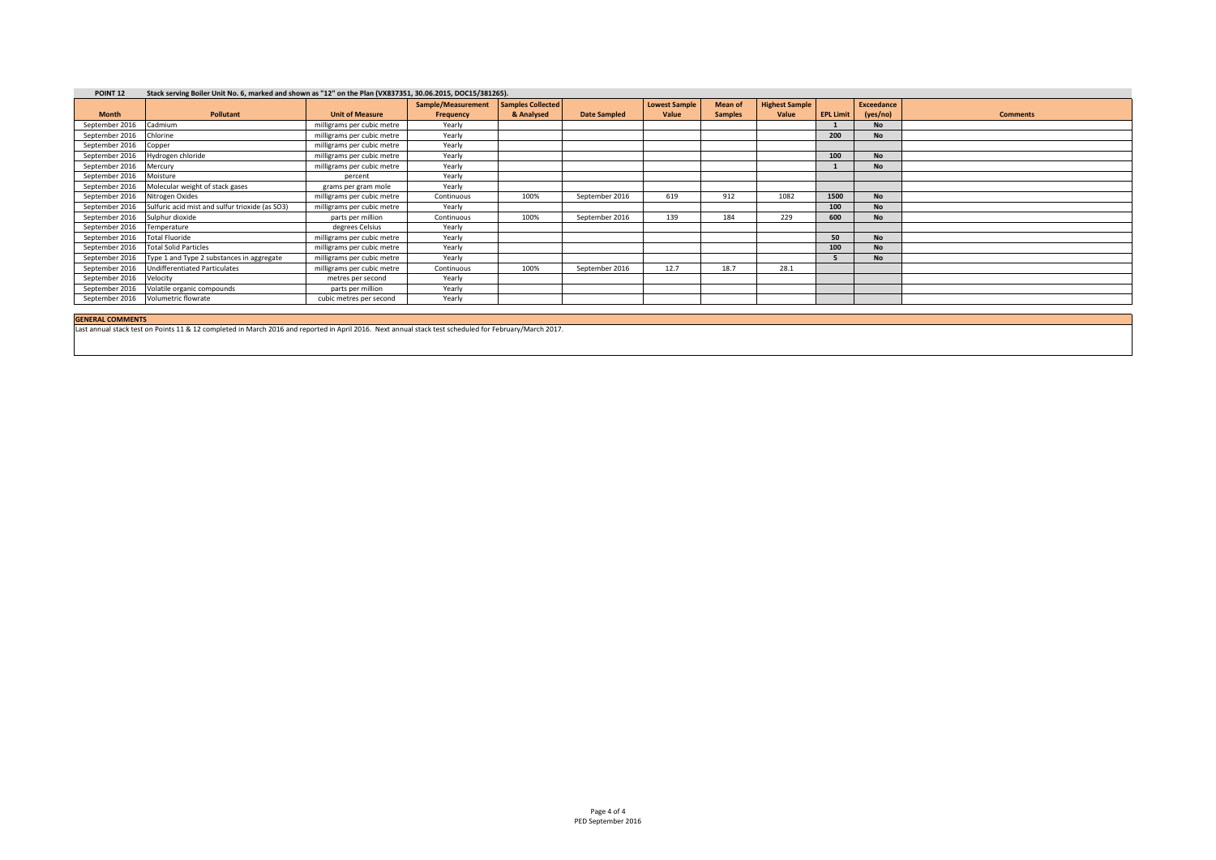**POINT 12** Stack serving Boiler Unit No. 6, marked and shown as "12" on the Plan (VX837351, 30.06.2015, DOC15/381265).

| Month | Pollutant | Unit of Measure | Sample/Measurement Frequency | Samples Collected & Analysed | Date Sampled | Lowest Sample Value | Mean of Samples | Highest Sample Value | EPL Limit | Exceedance (yes/no) | Comments |
|---|---|---|---|---|---|---|---|---|---|---|---|
| September 2016 | Cadmium | milligrams per cubic metre | Yearly | | | | | | 1 | No | |
| September 2016 | Chlorine | milligrams per cubic metre | Yearly | | | | | | 200 | No | |
| September 2016 | Copper | milligrams per cubic metre | Yearly | | | | | | | | |
| September 2016 | Hydrogen chloride | milligrams per cubic metre | Yearly | | | | | | 100 | No | |
| September 2016 | Mercury | milligrams per cubic metre | Yearly | | | | | | 1 | No | |
| September 2016 | Moisture | percent | Yearly | | | | | | | | |
| September 2016 | Molecular weight of stack gases | grams per gram mole | Yearly | | | | | | | | |
| September 2016 | Nitrogen Oxides | milligrams per cubic metre | Continuous | 100% | September 2016 | 619 | 912 | 1082 | 1500 | No | |
| September 2016 | Sulfuric acid mist and sulfur trioxide (as SO3) | milligrams per cubic metre | Yearly | | | | | | 100 | No | |
| September 2016 | Sulphur dioxide | parts per million | Continuous | 100% | September 2016 | 139 | 184 | 229 | 600 | No | |
| September 2016 | Temperature | degrees Celsius | Yearly | | | | | | | | |
| September 2016 | Total Fluoride | milligrams per cubic metre | Yearly | | | | | | 50 | No | |
| September 2016 | Total Solid Particles | milligrams per cubic metre | Yearly | | | | | | 100 | No | |
| September 2016 | Type 1 and Type 2 substances in aggregate | milligrams per cubic metre | Yearly | | | | | | 5 | No | |
| September 2016 | Undifferentiated Particulates | milligrams per cubic metre | Continuous | 100% | September 2016 | 12.7 | 18.7 | 28.1 | | | |
| September 2016 | Velocity | metres per second | Yearly | | | | | | | | |
| September 2016 | Volatile organic compounds | parts per million | Yearly | | | | | | | | |
| September 2016 | Volumetric flowrate | cubic metres per second | Yearly | | | | | | | | |

**GENERAL COMMENTS**

Last annual stack test on Points 11 & 12 completed in March 2016 and reported in April 2016. Next annual stack test scheduled for February/March 2017.

PED September 2016